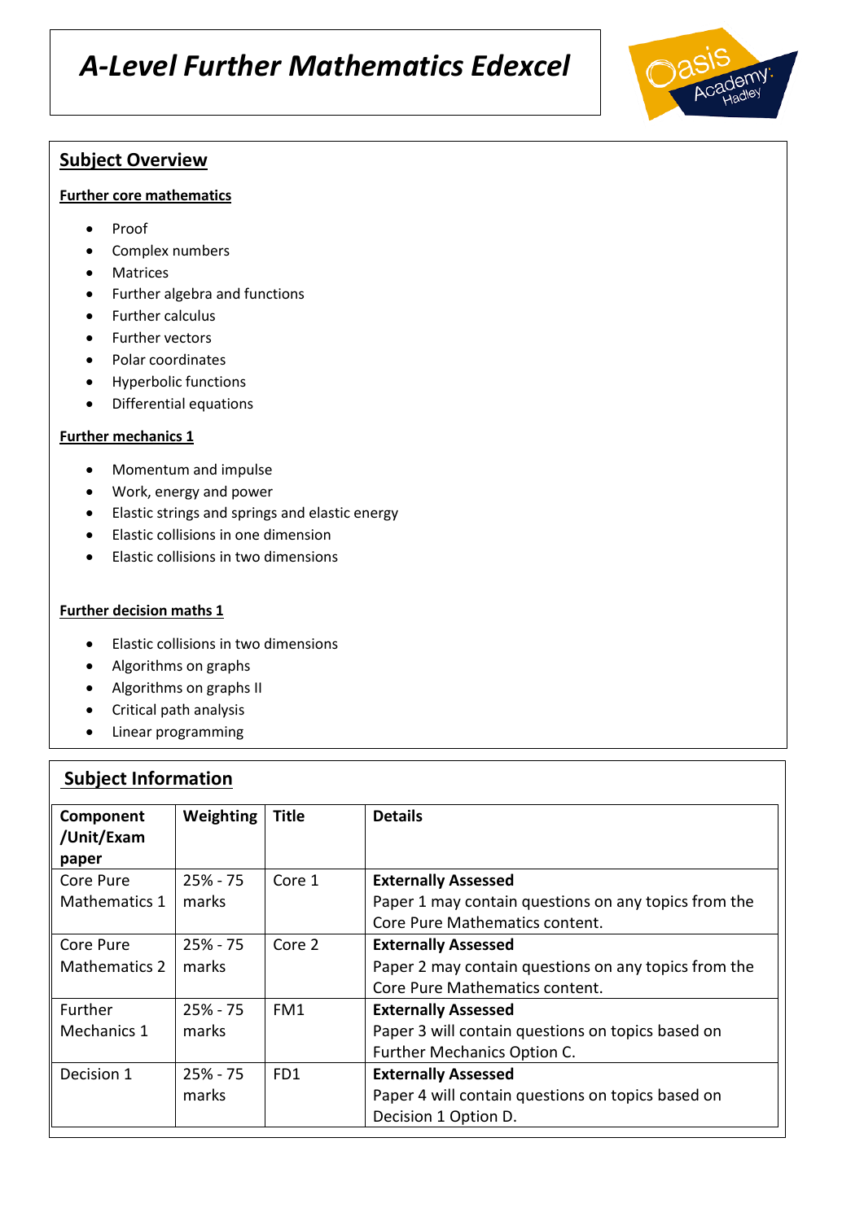# *A-Level Further Mathematics Edexcel*

## Subject Overview

**Further core mathematics**

- Proof
- Complex numbers
- Matrices
- Further algebra and functions
- Further calculus
- Further vectors
- Polar coordinates
- Hyperbolic functions
- Differential equations

**Further mechanics 1**

- Momentum and impulse
- Work, energy and power
- Elastic strings and springs and elastic energy
- Elastic collisions in one dimension
- Elastic collisions in two dimensions

**Further decision maths 1**

- Elastic collisions in two dimensions
- Algorithms on graphs
- Algorithms on graphs II
- Critical path analysis
- Linear programming

## Subject Information

| Component /Unit/Exam paper | Weighting | Title | Details |
|---|---|---|---|
| Core Pure Mathematics 1 | 25% - 75 marks | Core 1 | **Externally Assessed** Paper 1 may contain questions on any topics from the Core Pure Mathematics content. |
| Core Pure Mathematics 2 | 25% - 75 marks | Core 2 | **Externally Assessed** Paper 2 may contain questions on any topics from the Core Pure Mathematics content. |
| Further Mechanics 1 | 25% - 75 marks | FM1 | **Externally Assessed** Paper 3 will contain questions on topics based on Further Mechanics Option C. |
| Decision 1 | 25% - 75 marks | FD1 | **Externally Assessed** Paper 4 will contain questions on topics based on Decision 1 Option D. |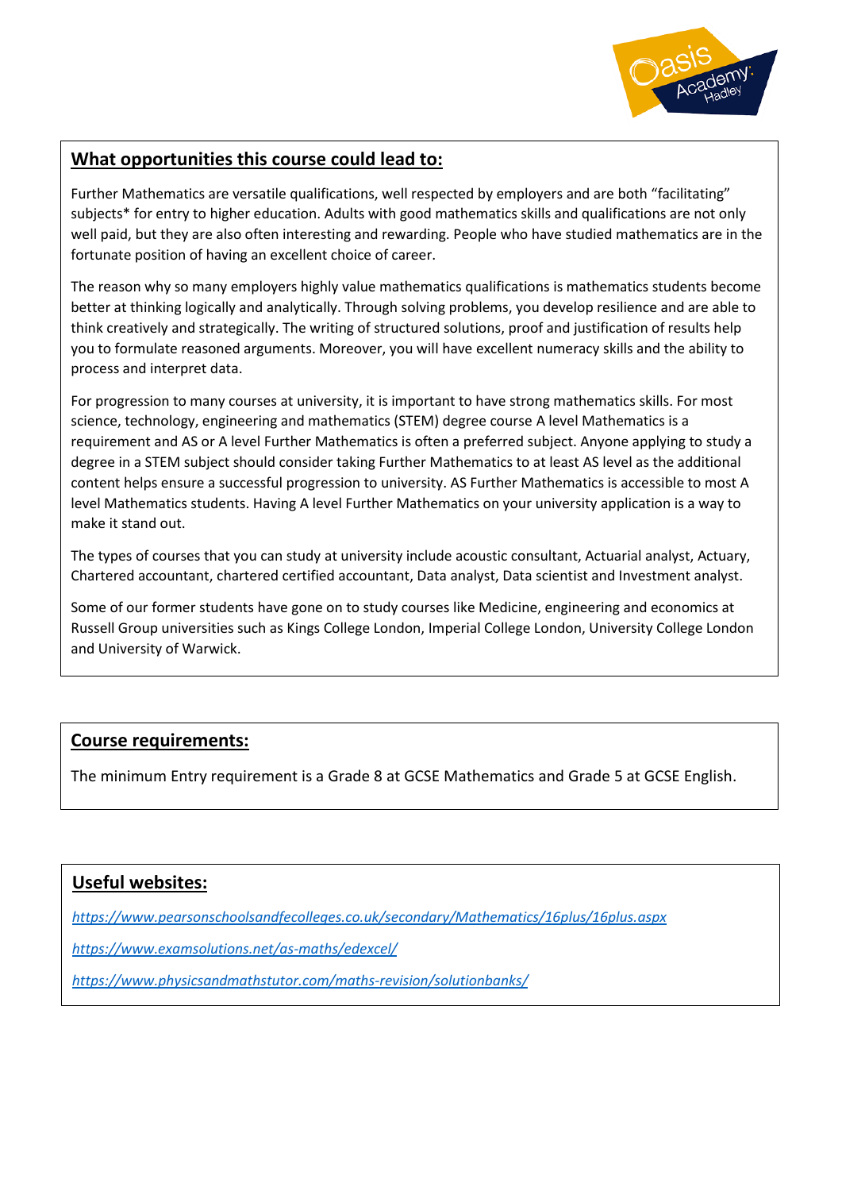## What opportunities this course could lead to:

Further Mathematics are versatile qualifications, well respected by employers and are both "facilitating" subjects* for entry to higher education. Adults with good mathematics skills and qualifications are not only well paid, but they are also often interesting and rewarding. People who have studied mathematics are in the fortunate position of having an excellent choice of career.

The reason why so many employers highly value mathematics qualifications is mathematics students become better at thinking logically and analytically. Through solving problems, you develop resilience and are able to think creatively and strategically. The writing of structured solutions, proof and justification of results help you to formulate reasoned arguments. Moreover, you will have excellent numeracy skills and the ability to process and interpret data.

For progression to many courses at university, it is important to have strong mathematics skills. For most science, technology, engineering and mathematics (STEM) degree course A level Mathematics is a requirement and AS or A level Further Mathematics is often a preferred subject. Anyone applying to study a degree in a STEM subject should consider taking Further Mathematics to at least AS level as the additional content helps ensure a successful progression to university. AS Further Mathematics is accessible to most A level Mathematics students. Having A level Further Mathematics on your university application is a way to make it stand out.

The types of courses that you can study at university include acoustic consultant, Actuarial analyst, Actuary, Chartered accountant, chartered certified accountant, Data analyst, Data scientist and Investment analyst.

Some of our former students have gone on to study courses like Medicine, engineering and economics at Russell Group universities such as Kings College London, Imperial College London, University College London and University of Warwick.

## Course requirements:

The minimum Entry requirement is a Grade 8 at GCSE Mathematics and Grade 5 at GCSE English.

## Useful websites:

*https://www.pearsonschoolsandfecolleges.co.uk/secondary/Mathematics/16plus/16plus.aspx*

*https://www.examsolutions.net/as-maths/edexcel/*

*https://www.physicsandmathstutor.com/maths-revision/solutionbanks/*